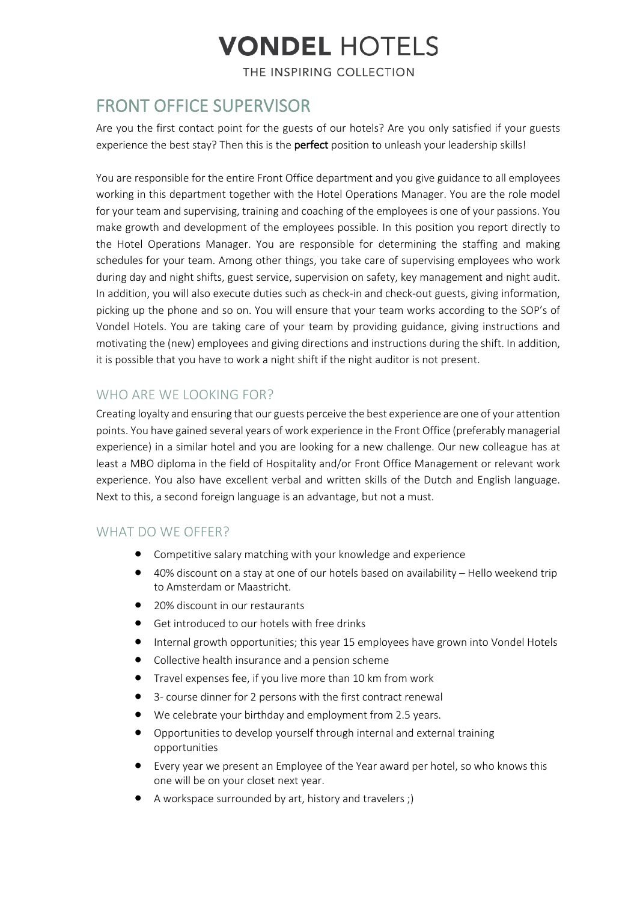# VONDEL HOTELS

THE INSPIRING COLLECTION

## FRONT OFFICE SUPERVISOR

Are you the first contact point for the guests of our hotels? Are you only satisfied if your guests experience the best stay? Then this is the **perfect** position to unleash your leadership skills!

You are responsible for the entire Front Office department and you give guidance to all employees working in this department together with the Hotel Operations Manager. You are the role model for your team and supervising, training and coaching of the employees is one of your passions. You make growth and development of the employees possible. In this position you report directly to the Hotel Operations Manager. You are responsible for determining the staffing and making schedules for your team. Among other things, you take care of supervising employees who work during day and night shifts, guest service, supervision on safety, key management and night audit. In addition, you will also execute duties such as check-in and check-out guests, giving information, picking up the phone and so on. You will ensure that your team works according to the SOP's of Vondel Hotels. You are taking care of your team by providing guidance, giving instructions and motivating the (new) employees and giving directions and instructions during the shift. In addition, it is possible that you have to work a night shift if the night auditor is not present.

### WHO ARE WE LOOKING FOR?

Creating loyalty and ensuring that our guests perceive the best experience are one of your attention points. You have gained several years of work experience in the Front Office (preferably managerial experience) in a similar hotel and you are looking for a new challenge. Our new colleague has at least a MBO diploma in the field of Hospitality and/or Front Office Management or relevant work experience. You also have excellent verbal and written skills of the Dutch and English language. Next to this, a second foreign language is an advantage, but not a must.

### WHAT DO WE OFFER?

- Competitive salary matching with your knowledge and experience
- 40% discount on a stay at one of our hotels based on availability – Hello weekend trip to Amsterdam or Maastricht.
- 20% discount in our restaurants
- Get introduced to our hotels with free drinks
- Internal growth opportunities; this year 15 employees have grown into Vondel Hotels
- Collective health insurance and a pension scheme
- Travel expenses fee, if you live more than 10 km from work
- 3- course dinner for 2 persons with the first contract renewal
- We celebrate your birthday and employment from 2.5 years.
- Opportunities to develop yourself through internal and external training opportunities
- Every year we present an Employee of the Year award per hotel, so who knows this one will be on your closet next year.
- A workspace surrounded by art, history and travelers ;)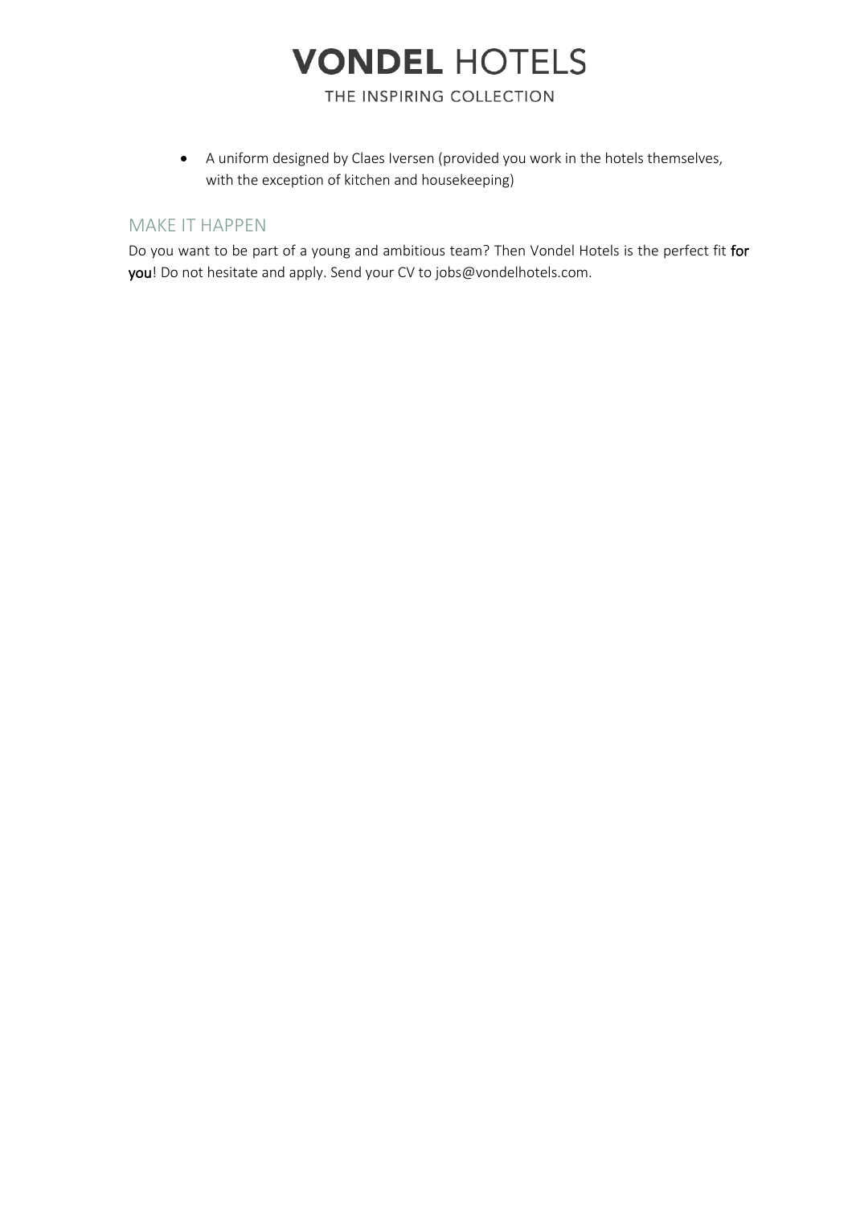- A uniform designed by Claes Iversen (provided you work in the hotels themselves, with the exception of kitchen and housekeeping)

## MAKE IT HAPPEN

Do you want to be part of a young and ambitious team? Then Vondel Hotels is the perfect fit for you! Do not hesitate and apply. Send your CV to jobs@vondelhotels.com.